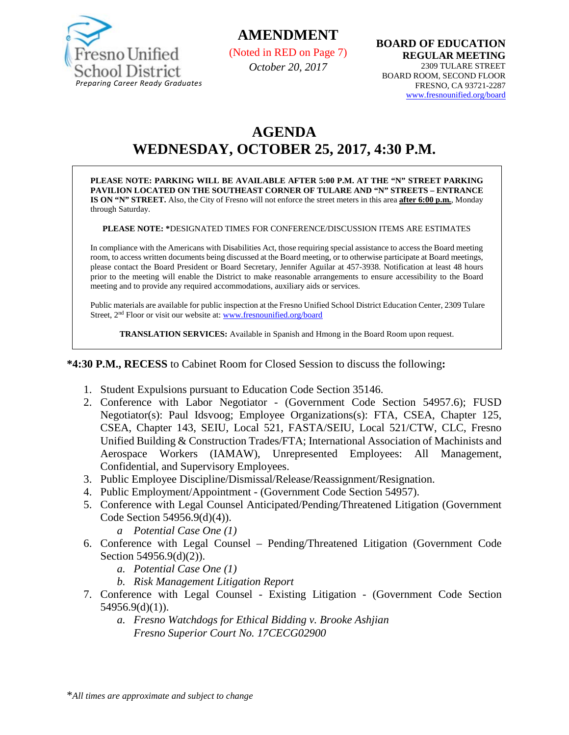Fresno Unified School District
*Preparing Career Ready Graduates*

**AMENDMENT**

(Noted in RED on Page 7)

*October 20, 2017*

**BOARD OF EDUCATION**
**REGULAR MEETING**
2309 TULARE STREET
BOARD ROOM, SECOND FLOOR
FRESNO, CA 93721-2287
www.fresnounified.org/board

# AGENDA
# WEDNESDAY, OCTOBER 25, 2017, 4:30 P.M.

**PLEASE NOTE: PARKING WILL BE AVAILABLE AFTER 5:00 P.M. AT THE "N" STREET PARKING PAVILION LOCATED ON THE SOUTHEAST CORNER OF TULARE AND "N" STREETS – ENTRANCE IS ON "N" STREET.** Also, the City of Fresno will not enforce the street meters in this area **after 6:00 p.m.**, Monday through Saturday.

**PLEASE NOTE: ***DESIGNATED TIMES FOR CONFERENCE/DISCUSSION ITEMS ARE ESTIMATES

In compliance with the Americans with Disabilities Act, those requiring special assistance to access the Board meeting room, to access written documents being discussed at the Board meeting, or to otherwise participate at Board meetings, please contact the Board President or Board Secretary, Jennifer Aguilar at 457-3938. Notification at least 48 hours prior to the meeting will enable the District to make reasonable arrangements to ensure accessibility to the Board meeting and to provide any required accommodations, auxiliary aids or services.

Public materials are available for public inspection at the Fresno Unified School District Education Center, 2309 Tulare Street, 2nd Floor or visit our website at: www.fresnounified.org/board

**TRANSLATION SERVICES:** Available in Spanish and Hmong in the Board Room upon request.

***4:30 P.M., RECESS** to Cabinet Room for Closed Session to discuss the following**:**

1. Student Expulsions pursuant to Education Code Section 35146.
2. Conference with Labor Negotiator - (Government Code Section 54957.6); FUSD Negotiator(s): Paul Idsvoog; Employee Organizations(s): FTA, CSEA, Chapter 125, CSEA, Chapter 143, SEIU, Local 521, FASTA/SEIU, Local 521/CTW, CLC, Fresno Unified Building & Construction Trades/FTA; International Association of Machinists and Aerospace Workers (IAMAW), Unrepresented Employees: All Management, Confidential, and Supervisory Employees.
3. Public Employee Discipline/Dismissal/Release/Reassignment/Resignation.
4. Public Employment/Appointment - (Government Code Section 54957).
5. Conference with Legal Counsel Anticipated/Pending/Threatened Litigation (Government Code Section 54956.9(d)(4)).
   - a *Potential Case One (1)*
6. Conference with Legal Counsel – Pending/Threatened Litigation (Government Code Section 54956.9(d)(2)).
   - a. *Potential Case One (1)*
   - b. *Risk Management Litigation Report*
7. Conference with Legal Counsel - Existing Litigation - (Government Code Section 54956.9(d)(1)).
   - a. *Fresno Watchdogs for Ethical Bidding v. Brooke Ashjian*
     *Fresno Superior Court No. 17CECG02900*

**All times are approximate and subject to change*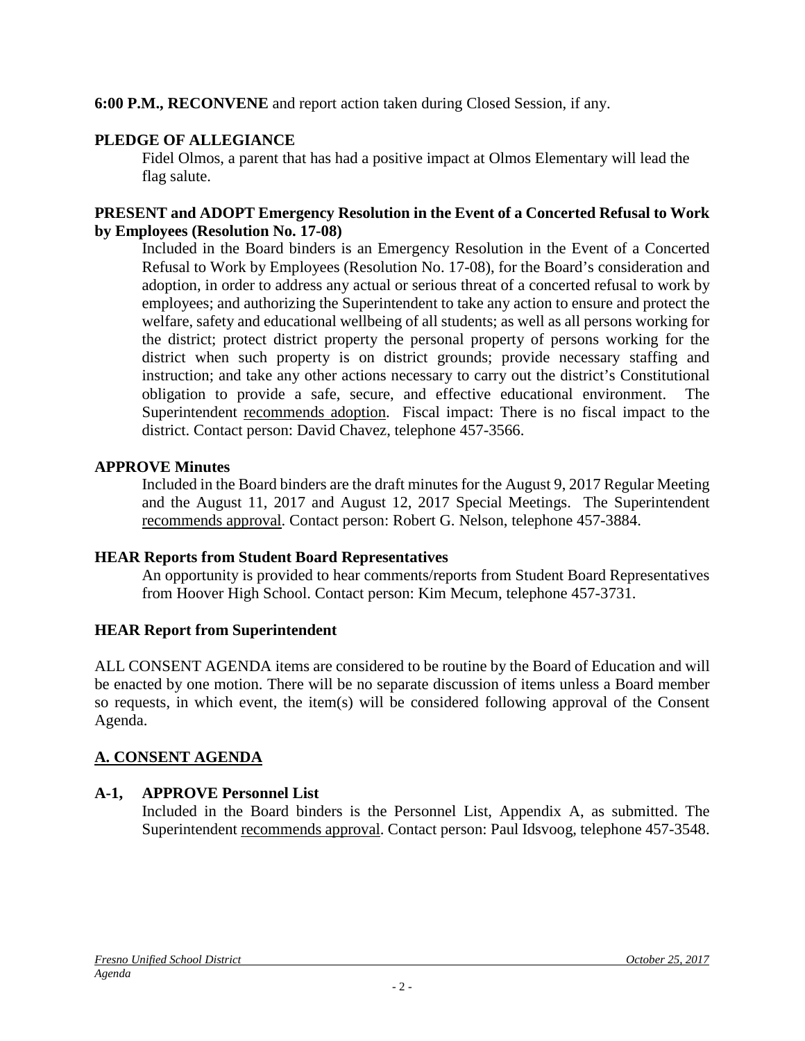**6:00 P.M., RECONVENE** and report action taken during Closed Session, if any.

**PLEDGE OF ALLEGIANCE**

Fidel Olmos, a parent that has had a positive impact at Olmos Elementary will lead the flag salute.

**PRESENT and ADOPT Emergency Resolution in the Event of a Concerted Refusal to Work by Employees (Resolution No. 17-08)**

Included in the Board binders is an Emergency Resolution in the Event of a Concerted Refusal to Work by Employees (Resolution No. 17-08), for the Board's consideration and adoption, in order to address any actual or serious threat of a concerted refusal to work by employees; and authorizing the Superintendent to take any action to ensure and protect the welfare, safety and educational wellbeing of all students; as well as all persons working for the district; protect district property the personal property of persons working for the district when such property is on district grounds; provide necessary staffing and instruction; and take any other actions necessary to carry out the district's Constitutional obligation to provide a safe, secure, and effective educational environment. The Superintendent recommends adoption. Fiscal impact: There is no fiscal impact to the district. Contact person: David Chavez, telephone 457-3566.

**APPROVE Minutes**

Included in the Board binders are the draft minutes for the August 9, 2017 Regular Meeting and the August 11, 2017 and August 12, 2017 Special Meetings. The Superintendent recommends approval. Contact person: Robert G. Nelson, telephone 457-3884.

**HEAR Reports from Student Board Representatives**

An opportunity is provided to hear comments/reports from Student Board Representatives from Hoover High School. Contact person: Kim Mecum, telephone 457-3731.

**HEAR Report from Superintendent**

ALL CONSENT AGENDA items are considered to be routine by the Board of Education and will be enacted by one motion. There will be no separate discussion of items unless a Board member so requests, in which event, the item(s) will be considered following approval of the Consent Agenda.

## A. CONSENT AGENDA

**A-1, APPROVE Personnel List**

Included in the Board binders is the Personnel List, Appendix A, as submitted. The Superintendent recommends approval. Contact person: Paul Idsvoog, telephone 457-3548.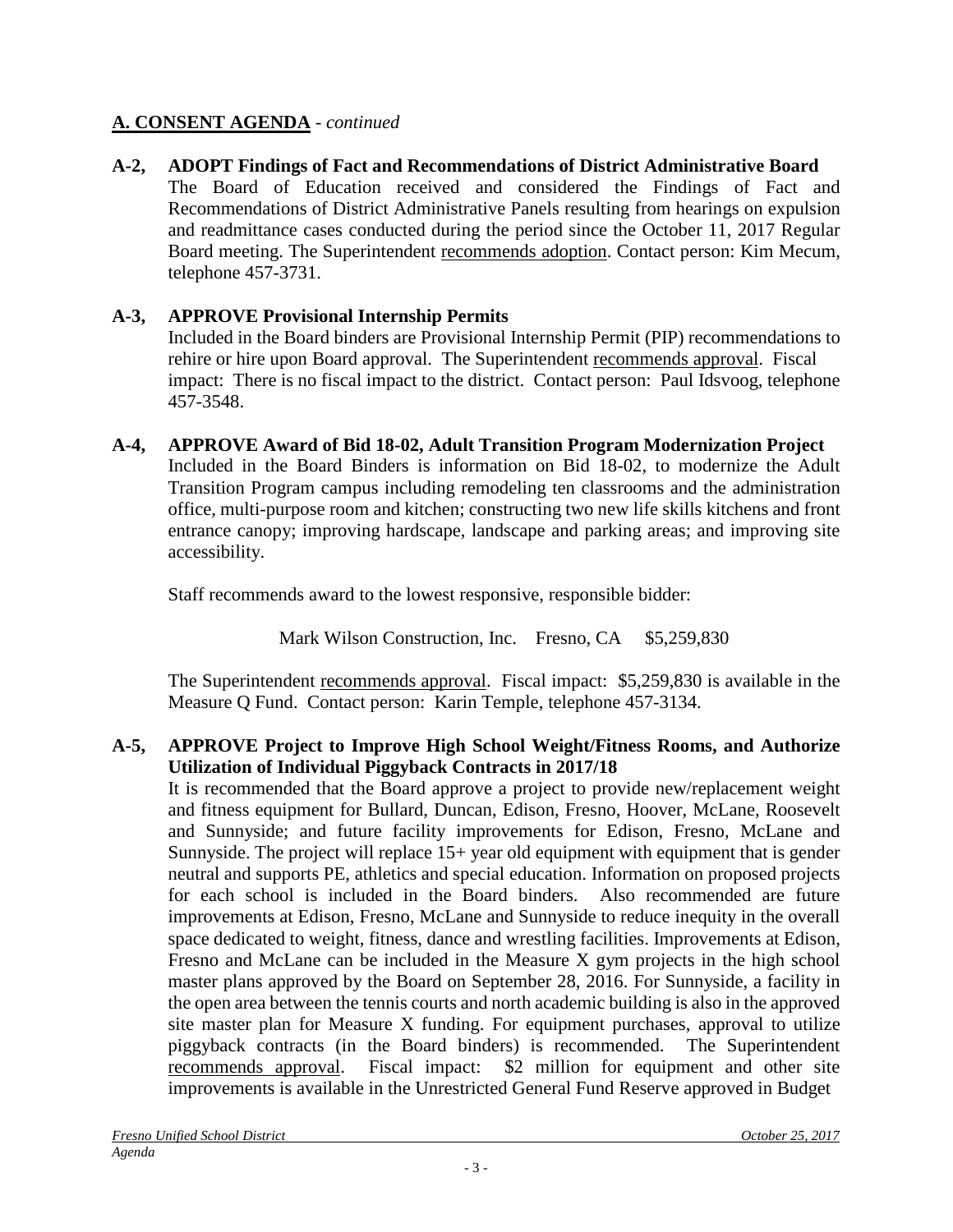## A. CONSENT AGENDA - *continued*

**A-2, ADOPT Findings of Fact and Recommendations of District Administrative Board**
The Board of Education received and considered the Findings of Fact and Recommendations of District Administrative Panels resulting from hearings on expulsion and readmittance cases conducted during the period since the October 11, 2017 Regular Board meeting. The Superintendent recommends adoption. Contact person: Kim Mecum, telephone 457-3731.

**A-3, APPROVE Provisional Internship Permits**
Included in the Board binders are Provisional Internship Permit (PIP) recommendations to rehire or hire upon Board approval. The Superintendent recommends approval. Fiscal impact: There is no fiscal impact to the district. Contact person: Paul Idsvoog, telephone 457-3548.

**A-4, APPROVE Award of Bid 18-02, Adult Transition Program Modernization Project**
Included in the Board Binders is information on Bid 18-02, to modernize the Adult Transition Program campus including remodeling ten classrooms and the administration office, multi-purpose room and kitchen; constructing two new life skills kitchens and front entrance canopy; improving hardscape, landscape and parking areas; and improving site accessibility.

Staff recommends award to the lowest responsive, responsible bidder:

Mark Wilson Construction, Inc. Fresno, CA $5,259,830

The Superintendent recommends approval. Fiscal impact: $5,259,830 is available in the Measure Q Fund. Contact person: Karin Temple, telephone 457-3134.

**A-5, APPROVE Project to Improve High School Weight/Fitness Rooms, and Authorize Utilization of Individual Piggyback Contracts in 2017/18**
It is recommended that the Board approve a project to provide new/replacement weight and fitness equipment for Bullard, Duncan, Edison, Fresno, Hoover, McLane, Roosevelt and Sunnyside; and future facility improvements for Edison, Fresno, McLane and Sunnyside. The project will replace 15+ year old equipment with equipment that is gender neutral and supports PE, athletics and special education. Information on proposed projects for each school is included in the Board binders. Also recommended are future improvements at Edison, Fresno, McLane and Sunnyside to reduce inequity in the overall space dedicated to weight, fitness, dance and wrestling facilities. Improvements at Edison, Fresno and McLane can be included in the Measure X gym projects in the high school master plans approved by the Board on September 28, 2016. For Sunnyside, a facility in the open area between the tennis courts and north academic building is also in the approved site master plan for Measure X funding. For equipment purchases, approval to utilize piggyback contracts (in the Board binders) is recommended. The Superintendent recommends approval. Fiscal impact: $2 million for equipment and other site improvements is available in the Unrestricted General Fund Reserve approved in Budget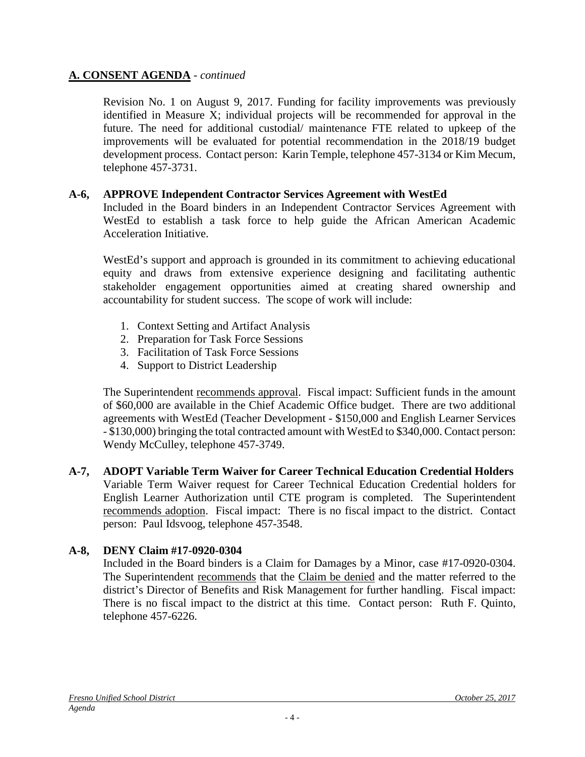## **A. CONSENT AGENDA** - *continued*

Revision No. 1 on August 9, 2017. Funding for facility improvements was previously identified in Measure X; individual projects will be recommended for approval in the future. The need for additional custodial/ maintenance FTE related to upkeep of the improvements will be evaluated for potential recommendation in the 2018/19 budget development process. Contact person: Karin Temple, telephone 457-3134 or Kim Mecum, telephone 457-3731.

**A-6, APPROVE Independent Contractor Services Agreement with WestEd**

Included in the Board binders in an Independent Contractor Services Agreement with WestEd to establish a task force to help guide the African American Academic Acceleration Initiative.

WestEd's support and approach is grounded in its commitment to achieving educational equity and draws from extensive experience designing and facilitating authentic stakeholder engagement opportunities aimed at creating shared ownership and accountability for student success. The scope of work will include:

1. Context Setting and Artifact Analysis
2. Preparation for Task Force Sessions
3. Facilitation of Task Force Sessions
4. Support to District Leadership

The Superintendent recommends approval. Fiscal impact: Sufficient funds in the amount of $60,000 are available in the Chief Academic Office budget. There are two additional agreements with WestEd (Teacher Development - $150,000 and English Learner Services - $130,000) bringing the total contracted amount with WestEd to $340,000. Contact person: Wendy McCulley, telephone 457-3749.

**A-7, ADOPT Variable Term Waiver for Career Technical Education Credential Holders**

Variable Term Waiver request for Career Technical Education Credential holders for English Learner Authorization until CTE program is completed. The Superintendent recommends adoption. Fiscal impact: There is no fiscal impact to the district. Contact person: Paul Idsvoog, telephone 457-3548.

**A-8, DENY Claim #17-0920-0304**

Included in the Board binders is a Claim for Damages by a Minor, case #17-0920-0304. The Superintendent recommends that the Claim be denied and the matter referred to the district's Director of Benefits and Risk Management for further handling. Fiscal impact: There is no fiscal impact to the district at this time. Contact person: Ruth F. Quinto, telephone 457-6226.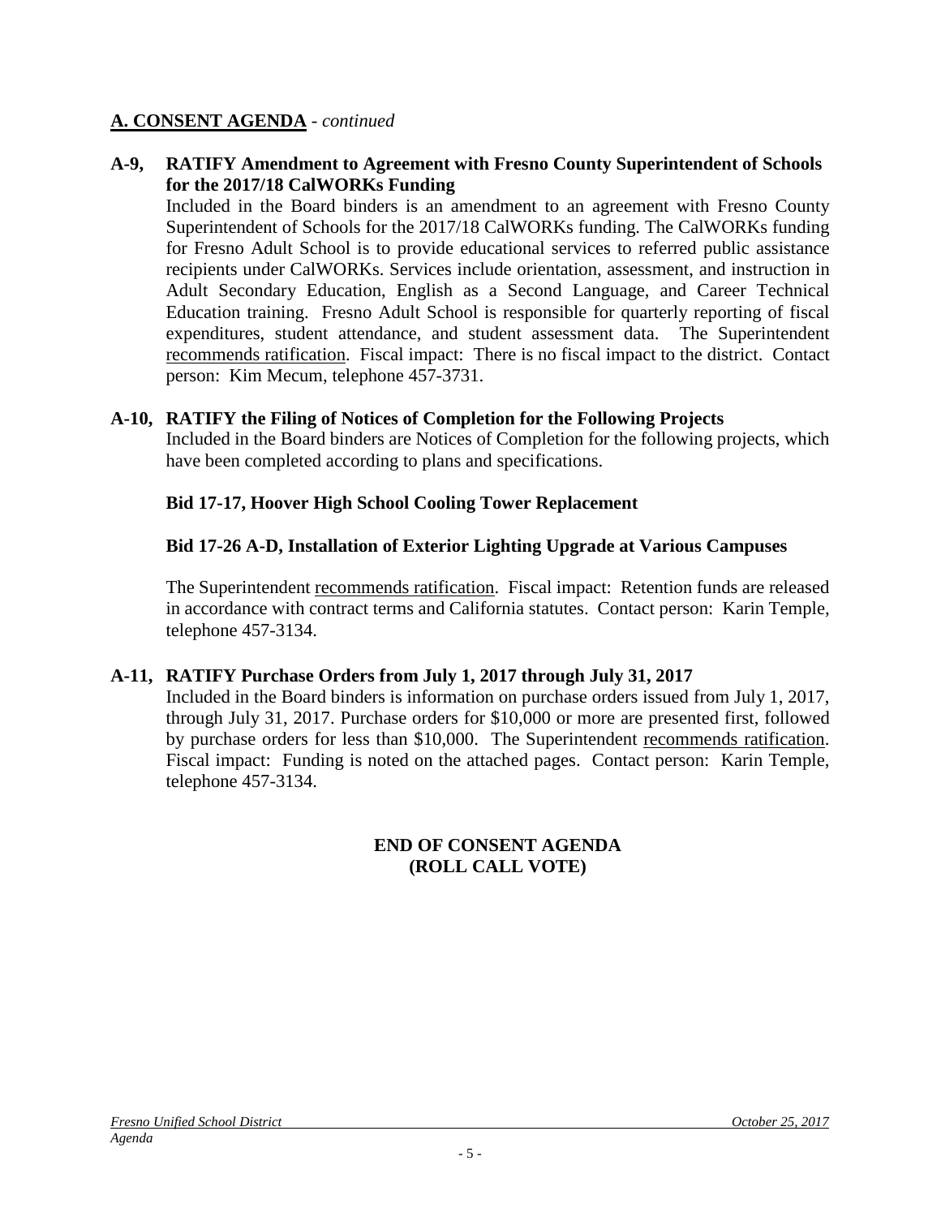## A. CONSENT AGENDA - *continued*

**A-9, RATIFY Amendment to Agreement with Fresno County Superintendent of Schools for the 2017/18 CalWORKs Funding**

Included in the Board binders is an amendment to an agreement with Fresno County Superintendent of Schools for the 2017/18 CalWORKs funding. The CalWORKs funding for Fresno Adult School is to provide educational services to referred public assistance recipients under CalWORKs. Services include orientation, assessment, and instruction in Adult Secondary Education, English as a Second Language, and Career Technical Education training. Fresno Adult School is responsible for quarterly reporting of fiscal expenditures, student attendance, and student assessment data. The Superintendent recommends ratification. Fiscal impact: There is no fiscal impact to the district. Contact person: Kim Mecum, telephone 457-3731.

**A-10, RATIFY the Filing of Notices of Completion for the Following Projects**

Included in the Board binders are Notices of Completion for the following projects, which have been completed according to plans and specifications.

**Bid 17-17, Hoover High School Cooling Tower Replacement**

**Bid 17-26 A-D, Installation of Exterior Lighting Upgrade at Various Campuses**

The Superintendent recommends ratification. Fiscal impact: Retention funds are released in accordance with contract terms and California statutes. Contact person: Karin Temple, telephone 457-3134.

**A-11, RATIFY Purchase Orders from July 1, 2017 through July 31, 2017**

Included in the Board binders is information on purchase orders issued from July 1, 2017, through July 31, 2017. Purchase orders for $10,000 or more are presented first, followed by purchase orders for less than $10,000. The Superintendent recommends ratification. Fiscal impact: Funding is noted on the attached pages. Contact person: Karin Temple, telephone 457-3134.

**END OF CONSENT AGENDA**
**(ROLL CALL VOTE)**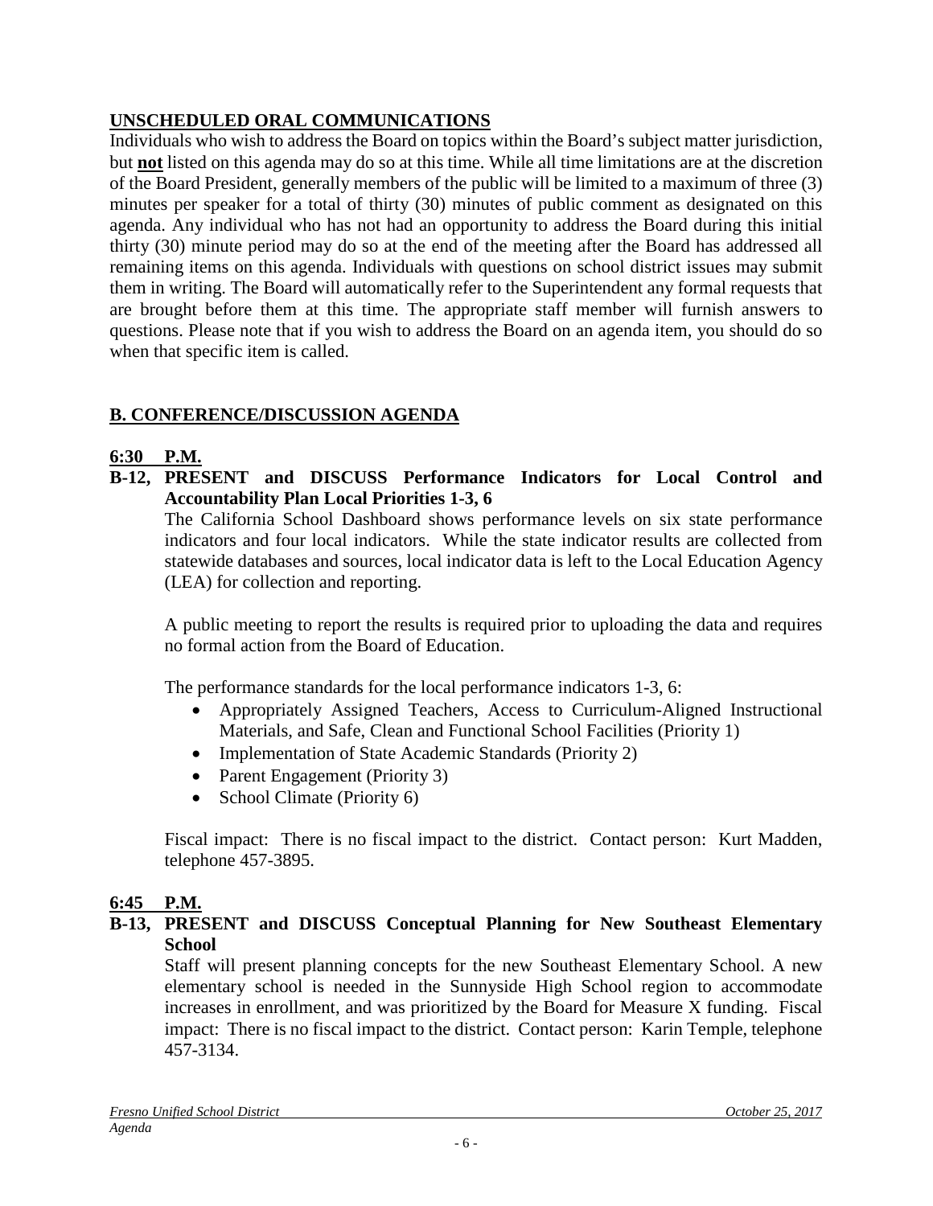## UNSCHEDULED ORAL COMMUNICATIONS

Individuals who wish to address the Board on topics within the Board's subject matter jurisdiction, but **not** listed on this agenda may do so at this time. While all time limitations are at the discretion of the Board President, generally members of the public will be limited to a maximum of three (3) minutes per speaker for a total of thirty (30) minutes of public comment as designated on this agenda. Any individual who has not had an opportunity to address the Board during this initial thirty (30) minute period may do so at the end of the meeting after the Board has addressed all remaining items on this agenda. Individuals with questions on school district issues may submit them in writing. The Board will automatically refer to the Superintendent any formal requests that are brought before them at this time. The appropriate staff member will furnish answers to questions. Please note that if you wish to address the Board on an agenda item, you should do so when that specific item is called.

## B. CONFERENCE/DISCUSSION AGENDA

**6:30 P.M.**

**B-12, PRESENT and DISCUSS Performance Indicators for Local Control and Accountability Plan Local Priorities 1-3, 6**

The California School Dashboard shows performance levels on six state performance indicators and four local indicators. While the state indicator results are collected from statewide databases and sources, local indicator data is left to the Local Education Agency (LEA) for collection and reporting.

A public meeting to report the results is required prior to uploading the data and requires no formal action from the Board of Education.

The performance standards for the local performance indicators 1-3, 6:

- Appropriately Assigned Teachers, Access to Curriculum-Aligned Instructional Materials, and Safe, Clean and Functional School Facilities (Priority 1)
- Implementation of State Academic Standards (Priority 2)
- Parent Engagement (Priority 3)
- School Climate (Priority 6)

Fiscal impact: There is no fiscal impact to the district. Contact person: Kurt Madden, telephone 457-3895.

**6:45 P.M.**

**B-13, PRESENT and DISCUSS Conceptual Planning for New Southeast Elementary School**

Staff will present planning concepts for the new Southeast Elementary School. A new elementary school is needed in the Sunnyside High School region to accommodate increases in enrollment, and was prioritized by the Board for Measure X funding. Fiscal impact: There is no fiscal impact to the district. Contact person: Karin Temple, telephone 457-3134.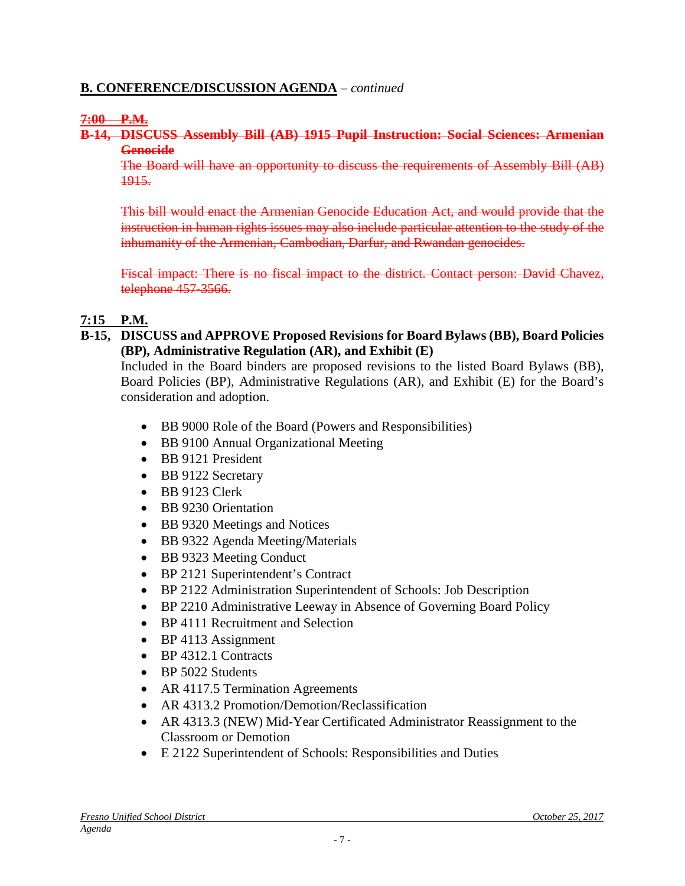## B. CONFERENCE/DISCUSSION AGENDA – *continued*

~~**7:00 P.M.**~~

~~**B-14, DISCUSS Assembly Bill (AB) 1915 Pupil Instruction: Social Sciences: Armenian Genocide**~~

~~The Board will have an opportunity to discuss the requirements of Assembly Bill (AB) 1915.~~

~~This bill would enact the Armenian Genocide Education Act, and would provide that the instruction in human rights issues may also include particular attention to the study of the inhumanity of the Armenian, Cambodian, Darfur, and Rwandan genocides.~~

~~Fiscal impact: There is no fiscal impact to the district. Contact person: David Chavez, telephone 457-3566.~~

**7:15 P.M.**

**B-15, DISCUSS and APPROVE Proposed Revisions for Board Bylaws (BB), Board Policies (BP), Administrative Regulation (AR), and Exhibit (E)**

Included in the Board binders are proposed revisions to the listed Board Bylaws (BB), Board Policies (BP), Administrative Regulations (AR), and Exhibit (E) for the Board's consideration and adoption.

- BB 9000 Role of the Board (Powers and Responsibilities)
- BB 9100 Annual Organizational Meeting
- BB 9121 President
- BB 9122 Secretary
- BB 9123 Clerk
- BB 9230 Orientation
- BB 9320 Meetings and Notices
- BB 9322 Agenda Meeting/Materials
- BB 9323 Meeting Conduct
- BP 2121 Superintendent's Contract
- BP 2122 Administration Superintendent of Schools: Job Description
- BP 2210 Administrative Leeway in Absence of Governing Board Policy
- BP 4111 Recruitment and Selection
- BP 4113 Assignment
- BP 4312.1 Contracts
- BP 5022 Students
- AR 4117.5 Termination Agreements
- AR 4313.2 Promotion/Demotion/Reclassification
- AR 4313.3 (NEW) Mid-Year Certificated Administrator Reassignment to the Classroom or Demotion
- E 2122 Superintendent of Schools: Responsibilities and Duties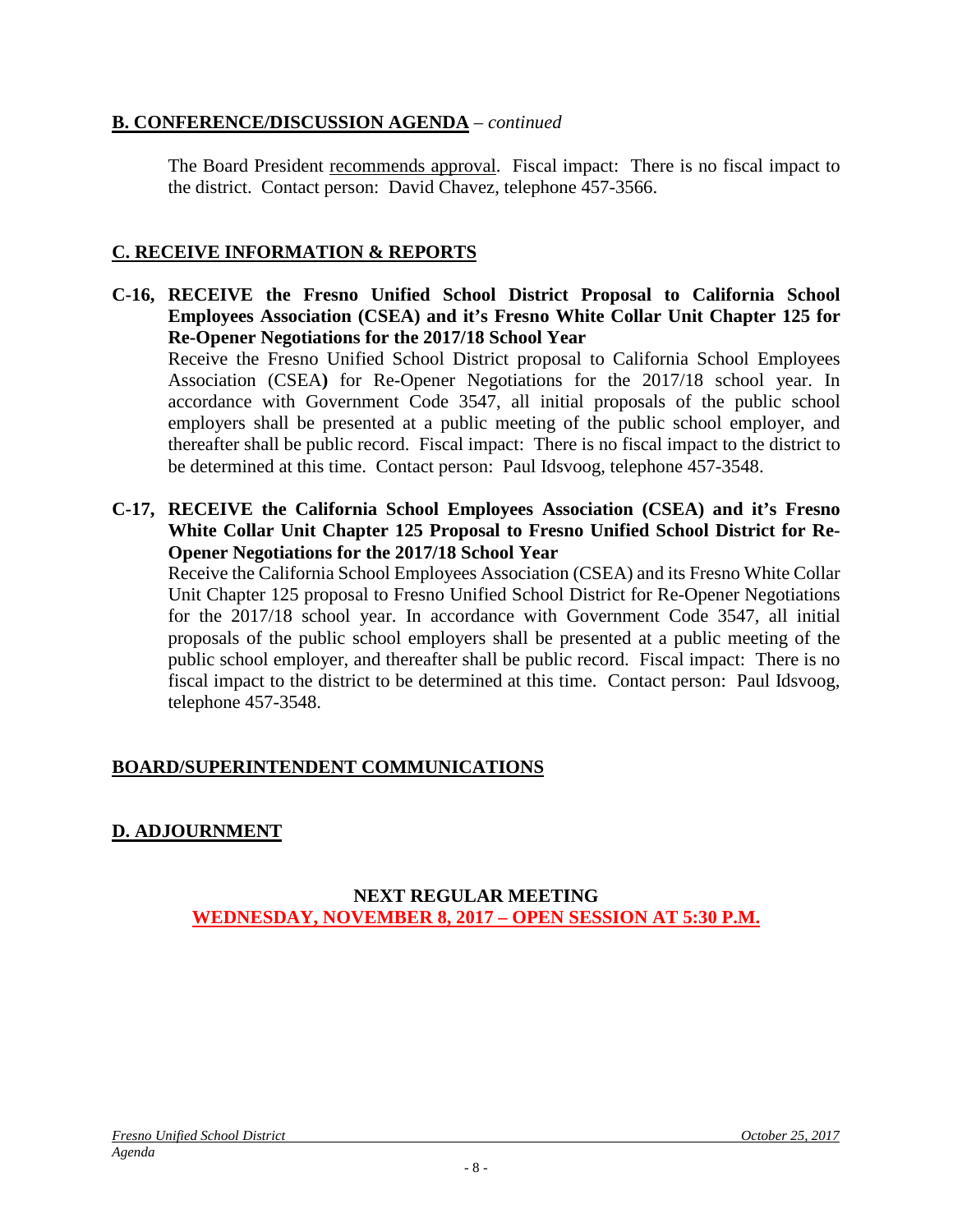## B. CONFERENCE/DISCUSSION AGENDA – *continued*

The Board President recommends approval. Fiscal impact: There is no fiscal impact to the district. Contact person: David Chavez, telephone 457-3566.

## C. RECEIVE INFORMATION & REPORTS

**C-16, RECEIVE the Fresno Unified School District Proposal to California School Employees Association (CSEA) and it's Fresno White Collar Unit Chapter 125 for Re-Opener Negotiations for the 2017/18 School Year**

Receive the Fresno Unified School District proposal to California School Employees Association (CSEA**)** for Re-Opener Negotiations for the 2017/18 school year. In accordance with Government Code 3547, all initial proposals of the public school employers shall be presented at a public meeting of the public school employer, and thereafter shall be public record. Fiscal impact: There is no fiscal impact to the district to be determined at this time. Contact person: Paul Idsvoog, telephone 457-3548.

**C-17, RECEIVE the California School Employees Association (CSEA) and it's Fresno White Collar Unit Chapter 125 Proposal to Fresno Unified School District for Re-Opener Negotiations for the 2017/18 School Year**

Receive the California School Employees Association (CSEA) and its Fresno White Collar Unit Chapter 125 proposal to Fresno Unified School District for Re-Opener Negotiations for the 2017/18 school year. In accordance with Government Code 3547, all initial proposals of the public school employers shall be presented at a public meeting of the public school employer, and thereafter shall be public record. Fiscal impact: There is no fiscal impact to the district to be determined at this time. Contact person: Paul Idsvoog, telephone 457-3548.

## BOARD/SUPERINTENDENT COMMUNICATIONS

## D. ADJOURNMENT

**NEXT REGULAR MEETING**

**WEDNESDAY, NOVEMBER 8, 2017 – OPEN SESSION AT 5:30 P.M.**